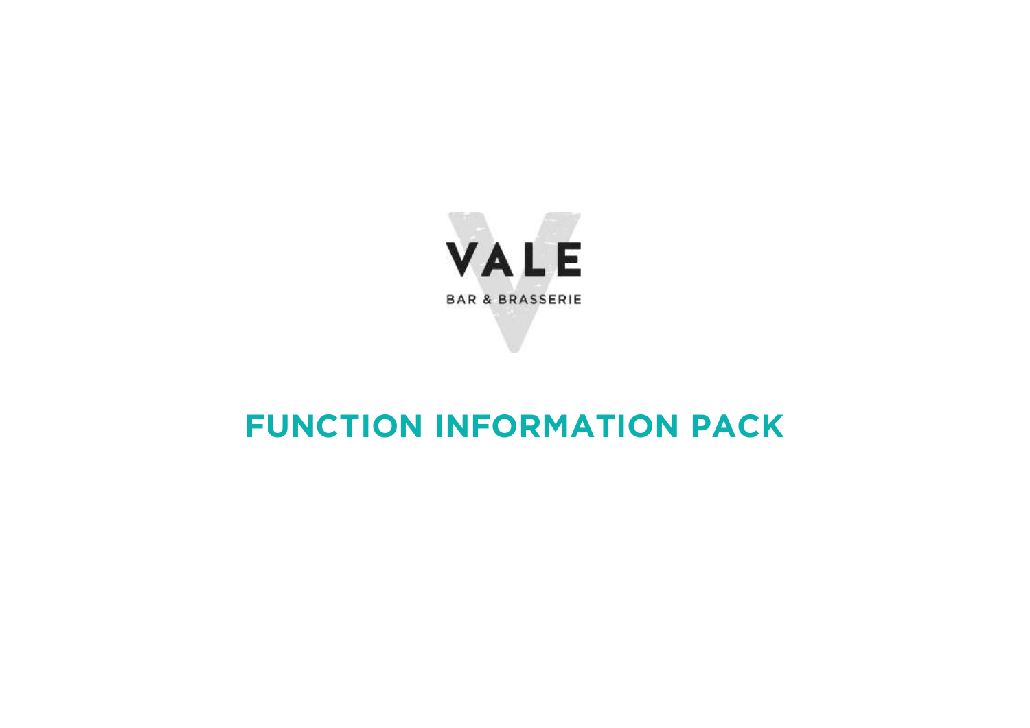VALE

BAR & BRASSERIE

# FUNCTION INFORMATION PACK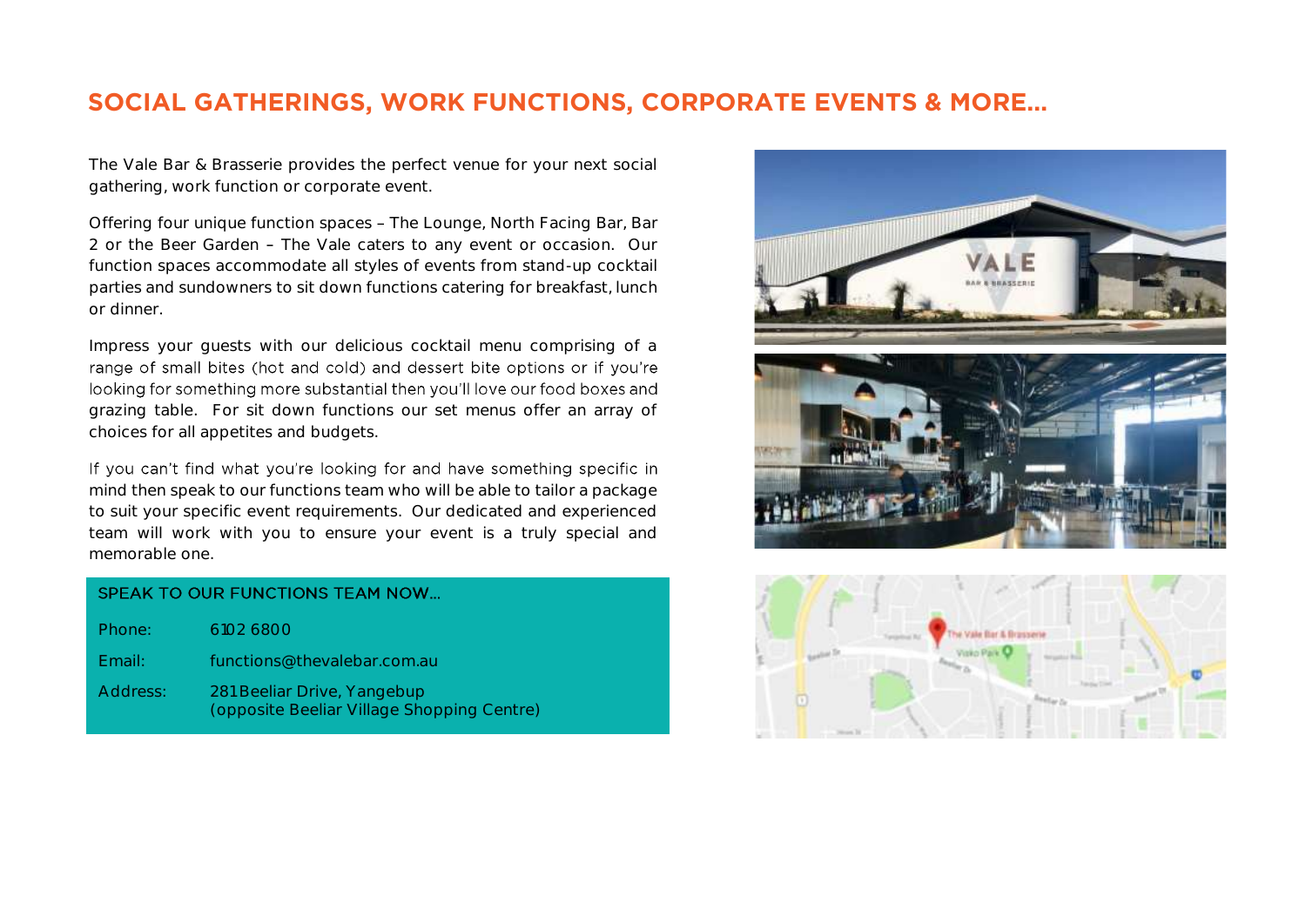# SOCIAL GATHERINGS, WORK FUNCTIONS, CORPORATE EVENTS & MORE...

The Vale Bar & Brasserie provides the perfect venue for your next social gathering, work function or corporate event.

Offering four unique function spaces – The Lounge, North Facing Bar, Bar 2 or the Beer Garden – The Vale caters to any event or occasion. Our function spaces accommodate all styles of events from stand-up cocktail parties and sundowners to sit down functions catering for breakfast, lunch or dinner.

Impress your guests with our delicious cocktail menu comprising of a range of small bites (hot and cold) and dessert bite options or if you're looking for something more substantial then you'll love our food boxes and grazing table. For sit down functions our set menus offer an array of choices for all appetites and budgets.

If you can't find what you're looking for and have something specific in mind then speak to our functions team who will be able to tailor a package to suit your specific event requirements. Our dedicated and experienced team will work with you to ensure your event is a truly special and memorable one.

**SPEAK TO OUR FUNCTIONS TEAM NOW...**

Phone: 6102 6800

Email: functions@thevalebar.com.au

Address: 281 Beeliar Drive, Yangebup (opposite Beeliar Village Shopping Centre)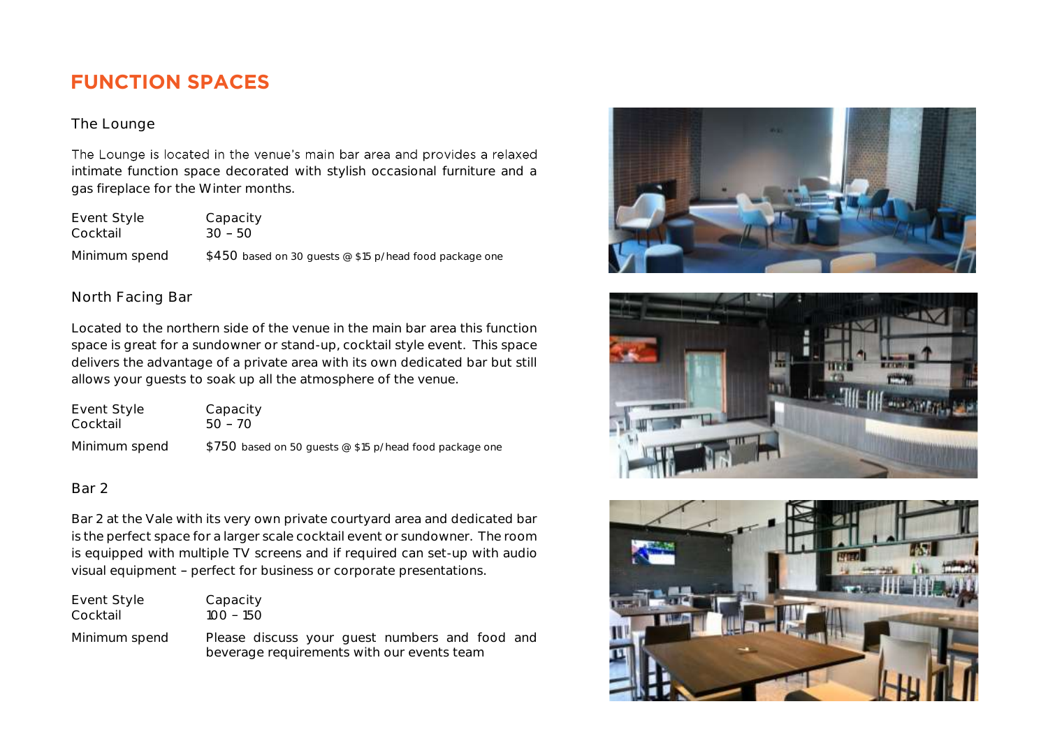# FUNCTION SPACES

## The Lounge

The Lounge is located in the venue's main bar area and provides a relaxed intimate function space decorated with stylish occasional furniture and a gas fireplace for the Winter months.

| Event Style | Capacity |
|---|---|
| Cocktail | 30 – 50 |
| Minimum spend | $450 based on 30 guests @ $15 p/head food package one |

## North Facing Bar

Located to the northern side of the venue in the main bar area this function space is great for a sundowner or stand-up, cocktail style event. This space delivers the advantage of a private area with its own dedicated bar but still allows your guests to soak up all the atmosphere of the venue.

| Event Style | Capacity |
|---|---|
| Cocktail | 50 – 70 |
| Minimum spend | $750 based on 50 guests @ $15 p/head food package one |

## Bar 2

Bar 2 at the Vale with its very own private courtyard area and dedicated bar is the perfect space for a larger scale cocktail event or sundowner. The room is equipped with multiple TV screens and if required can set-up with audio visual equipment – perfect for business or corporate presentations.

| Event Style | Capacity |
|---|---|
| Cocktail | 100 – 150 |
| Minimum spend | Please discuss your guest numbers and food and beverage requirements with our events team |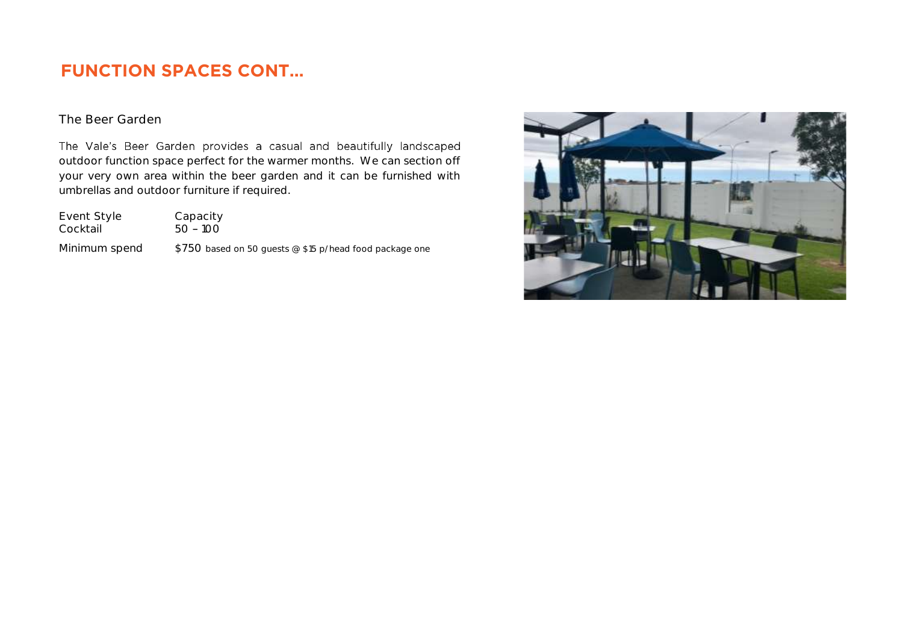## FUNCTION SPACES CONT...

### The Beer Garden

The Vale's Beer Garden provides a casual and beautifully landscaped outdoor function space perfect for the warmer months. We can section off your very own area within the beer garden and it can be furnished with umbrellas and outdoor furniture if required.

| Event Style | Capacity |
|---|---|
| Cocktail | 50 – 100 |
| Minimum spend | $750 based on 50 guests @ $15 p/head food package one |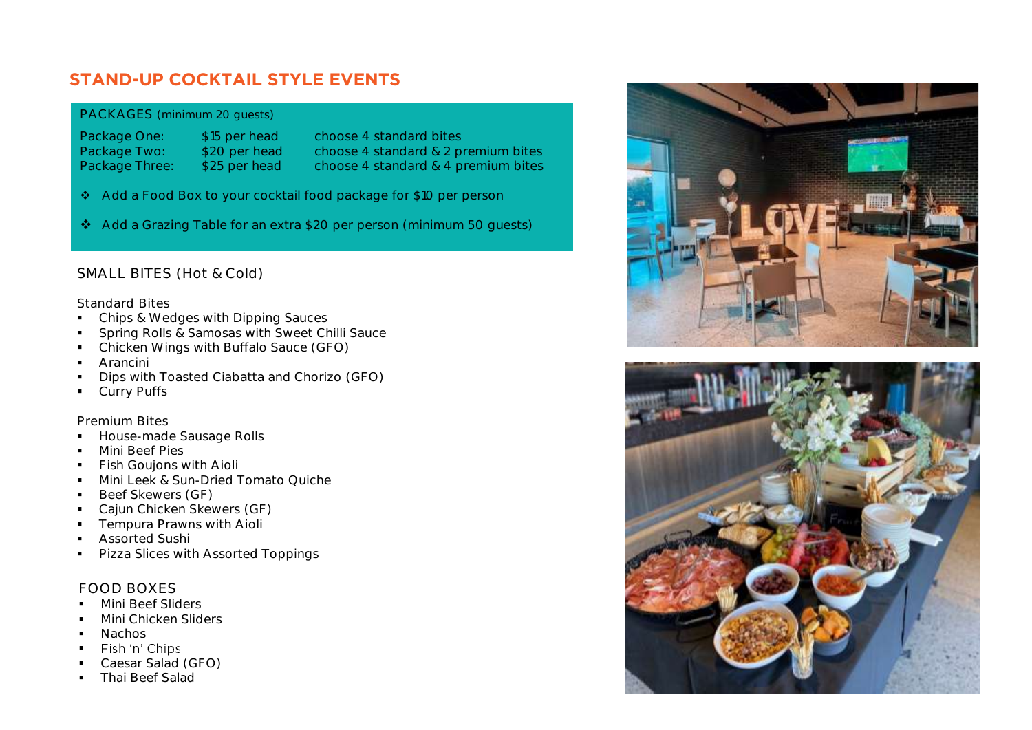# STAND-UP COCKTAIL STYLE EVENTS

PACKAGES (minimum 20 guests)

| Package | Price | Selection |
|---|---|---|
| Package One: | $15 per head | choose 4 standard bites |
| Package Two: | $20 per head | choose 4 standard & 2 premium bites |
| Package Three: | $25 per head | choose 4 standard & 4 premium bites |

- ❖ Add a Food Box to your cocktail food package for $10 per person
- ❖ Add a Grazing Table for an extra $20 per person (minimum 50 guests)

## SMALL BITES (Hot & Cold)

Standard Bites

- Chips & Wedges with Dipping Sauces
- Spring Rolls & Samosas with Sweet Chilli Sauce
- Chicken Wings with Buffalo Sauce (GFO)
- Arancini
- Dips with Toasted Ciabatta and Chorizo (GFO)
- Curry Puffs

Premium Bites

- House-made Sausage Rolls
- Mini Beef Pies
- Fish Goujons with Aioli
- Mini Leek & Sun-Dried Tomato Quiche
- Beef Skewers (GF)
- Cajun Chicken Skewers (GF)
- Tempura Prawns with Aioli
- Assorted Sushi
- Pizza Slices with Assorted Toppings

## FOOD BOXES

- Mini Beef Sliders
- Mini Chicken Sliders
- Nachos
- Fish 'n' Chips
- Caesar Salad (GFO)
- Thai Beef Salad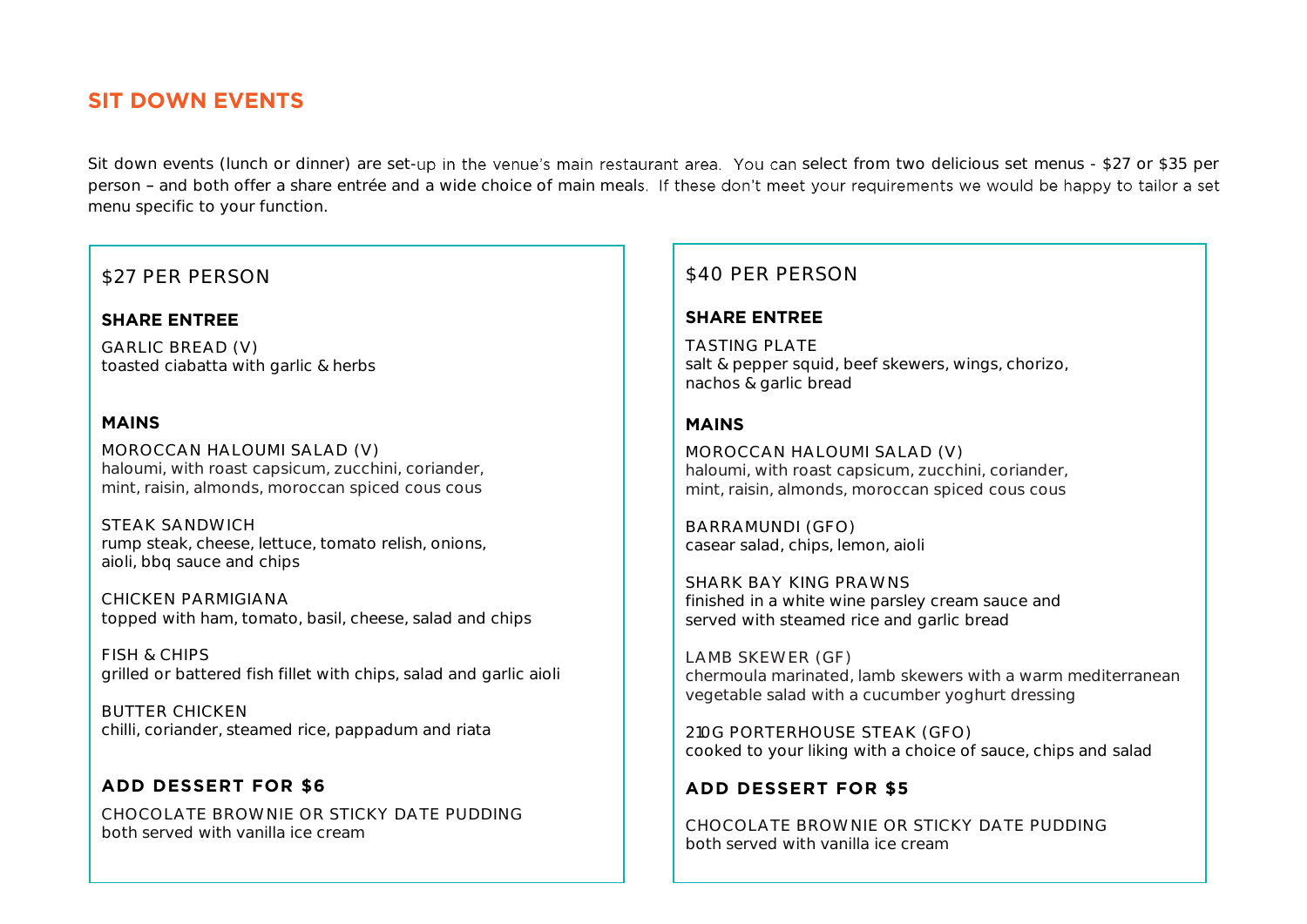## SIT DOWN EVENTS

Sit down events (lunch or dinner) are set-up in the venue's main restaurant area. You can select from two delicious set menus - $27 or $35 per person – and both offer a share entrée and a wide choice of main meals. If these don't meet your requirements we would be happy to tailor a set menu specific to your function.

### $27 PER PERSON

**SHARE ENTREE**

GARLIC BREAD (V)
toasted ciabatta with garlic & herbs

**MAINS**

MOROCCAN HALOUMI SALAD (V)
haloumi, with roast capsicum, zucchini, coriander, mint, raisin, almonds, moroccan spiced cous cous

STEAK SANDWICH
rump steak, cheese, lettuce, tomato relish, onions, aioli, bbq sauce and chips

CHICKEN PARMIGIANA
topped with ham, tomato, basil, cheese, salad and chips

FISH & CHIPS
grilled or battered fish fillet with chips, salad and garlic aioli

BUTTER CHICKEN
chilli, coriander, steamed rice, pappadum and riata

**ADD DESSERT FOR $6**

CHOCOLATE BROWNIE OR STICKY DATE PUDDING
both served with vanilla ice cream

### $40 PER PERSON

**SHARE ENTREE**

TASTING PLATE
salt & pepper squid, beef skewers, wings, chorizo, nachos & garlic bread

**MAINS**

MOROCCAN HALOUMI SALAD (V)
haloumi, with roast capsicum, zucchini, coriander, mint, raisin, almonds, moroccan spiced cous cous

BARRAMUNDI (GFO)
casear salad, chips, lemon, aioli

SHARK BAY KING PRAWNS
finished in a white wine parsley cream sauce and served with steamed rice and garlic bread

LAMB SKEWER (GF)
chermoula marinated, lamb skewers with a warm mediterranean vegetable salad with a cucumber yoghurt dressing

210G PORTERHOUSE STEAK (GFO)
cooked to your liking with a choice of sauce, chips and salad

**ADD DESSERT FOR $5**

CHOCOLATE BROWNIE OR STICKY DATE PUDDING
both served with vanilla ice cream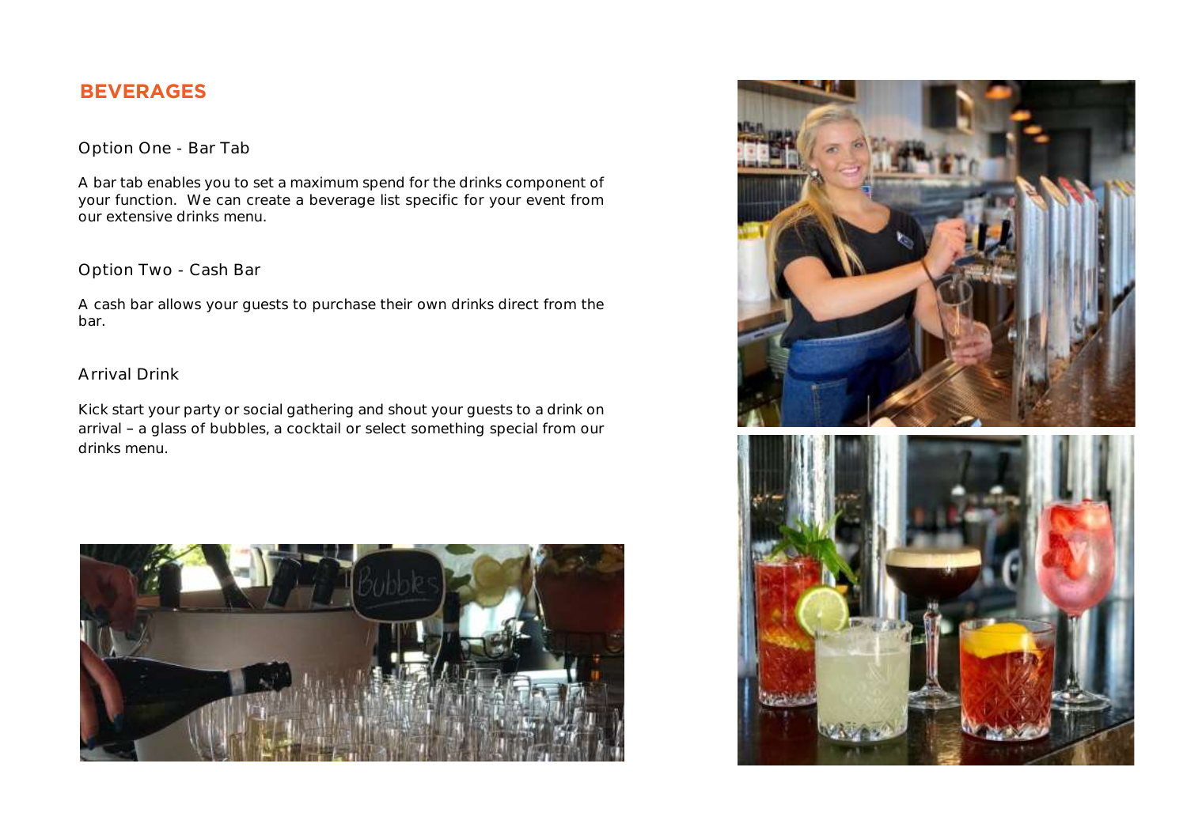# BEVERAGES

## Option One - Bar Tab

A bar tab enables you to set a maximum spend for the drinks component of your function. We can create a beverage list specific for your event from our extensive drinks menu.

## Option Two - Cash Bar

A cash bar allows your guests to purchase their own drinks direct from the bar.

## Arrival Drink

Kick start your party or social gathering and shout your guests to a drink on arrival – a glass of bubbles, a cocktail or select something special from our drinks menu.